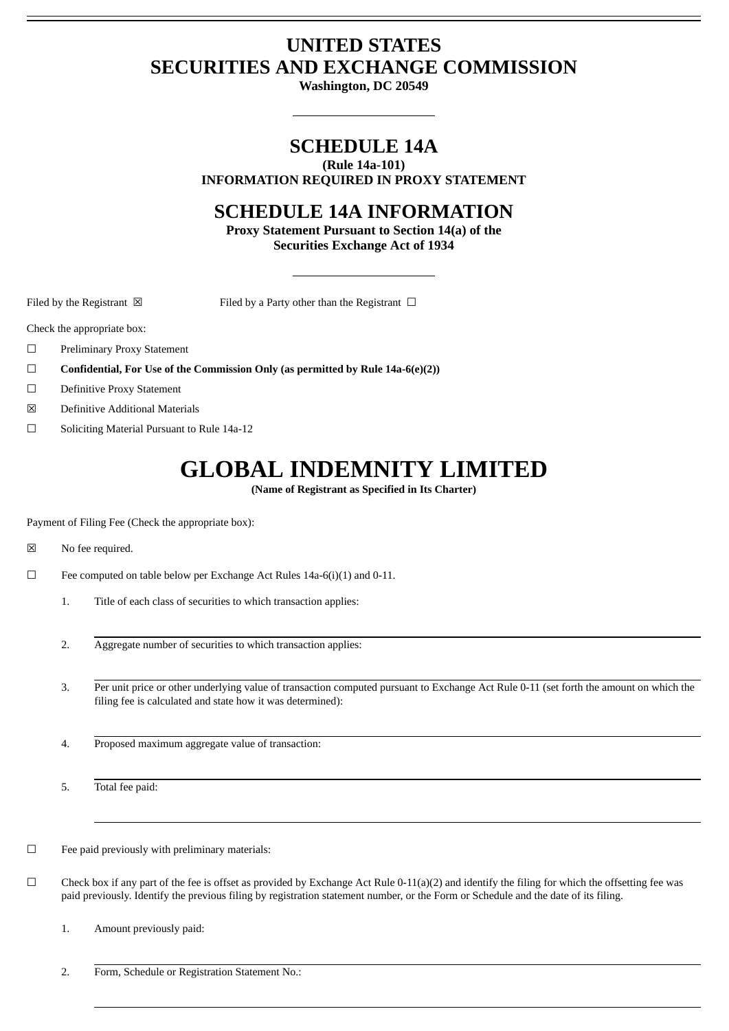# UNITED STATES
# SECURITIES AND EXCHANGE COMMISSION

**Washington, DC 20549**

---

## SCHEDULE 14A

**(Rule 14a-101)**
**INFORMATION REQUIRED IN PROXY STATEMENT**

## SCHEDULE 14A INFORMATION

**Proxy Statement Pursuant to Section 14(a) of the Securities Exchange Act of 1934**

---

Filed by the Registrant ☒ Filed by a Party other than the Registrant ☐

Check the appropriate box:

☐ Preliminary Proxy Statement

☐ **Confidential, For Use of the Commission Only (as permitted by Rule 14a-6(e)(2))**

☐ Definitive Proxy Statement

☒ Definitive Additional Materials

☐ Soliciting Material Pursuant to Rule 14a-12

# GLOBAL INDEMNITY LIMITED

**(Name of Registrant as Specified in Its Charter)**

Payment of Filing Fee (Check the appropriate box):

☒ No fee required.

☐ Fee computed on table below per Exchange Act Rules 14a-6(i)(1) and 0-11.

1. Title of each class of securities to which transaction applies:

2. Aggregate number of securities to which transaction applies:

3. Per unit price or other underlying value of transaction computed pursuant to Exchange Act Rule 0-11 (set forth the amount on which the filing fee is calculated and state how it was determined):

4. Proposed maximum aggregate value of transaction:

5. Total fee paid:

☐ Fee paid previously with preliminary materials:

☐ Check box if any part of the fee is offset as provided by Exchange Act Rule 0-11(a)(2) and identify the filing for which the offsetting fee was paid previously. Identify the previous filing by registration statement number, or the Form or Schedule and the date of its filing.

1. Amount previously paid:

2. Form, Schedule or Registration Statement No.: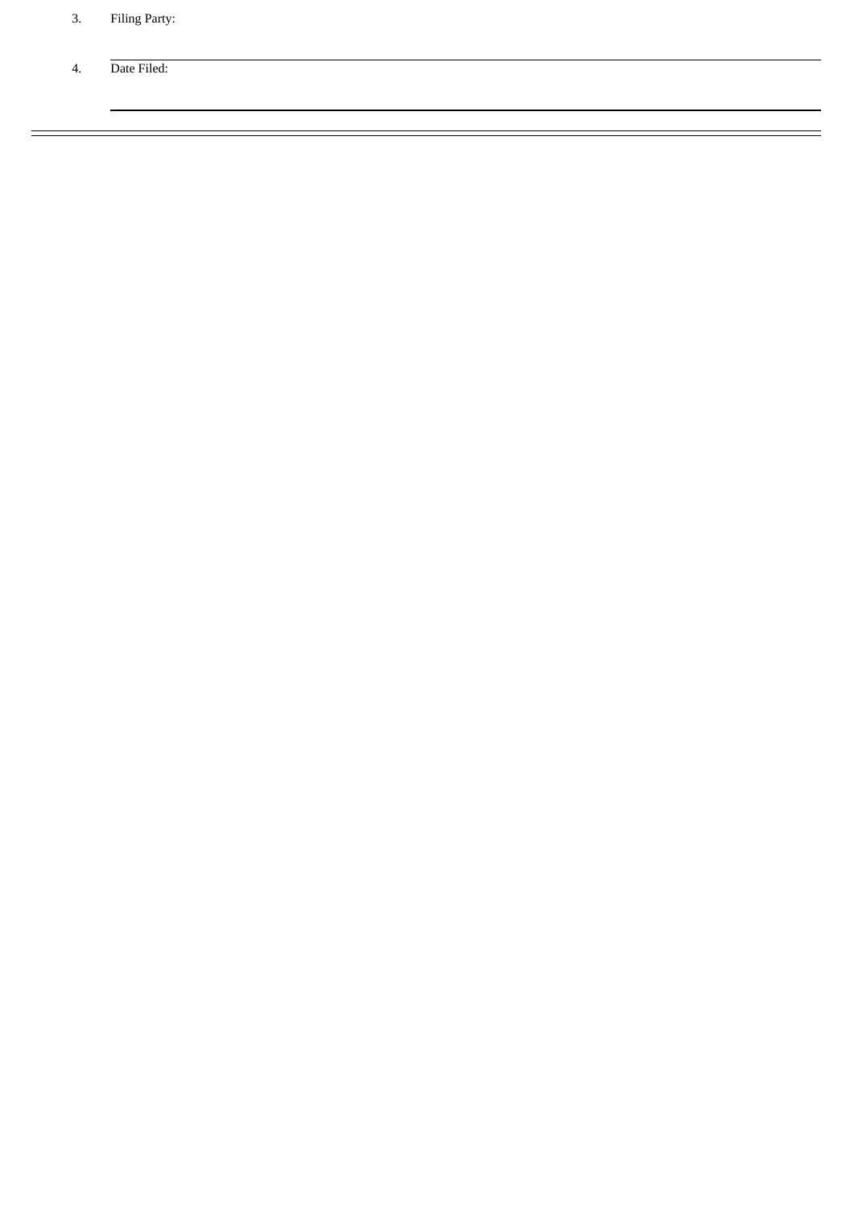3. Filing Party:

4. Date Filed: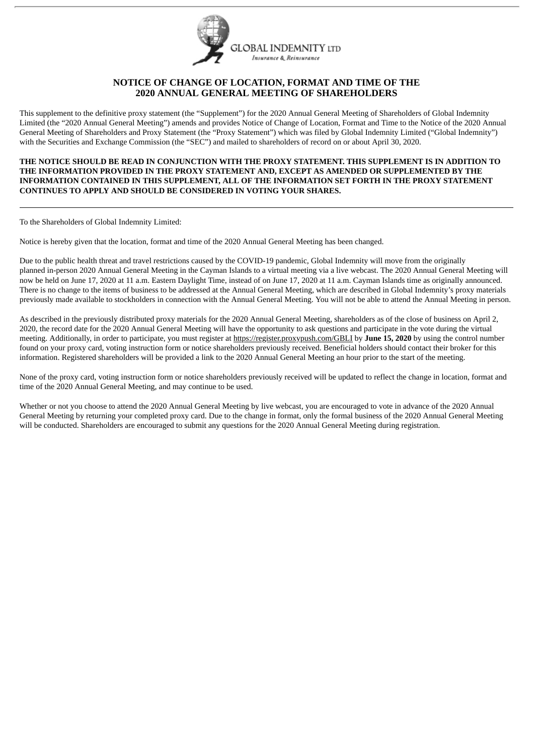GLOBAL INDEMNITY LTD
*Insurance & Reinsurance*

## NOTICE OF CHANGE OF LOCATION, FORMAT AND TIME OF THE 2020 ANNUAL GENERAL MEETING OF SHAREHOLDERS

This supplement to the definitive proxy statement (the "Supplement") for the 2020 Annual General Meeting of Shareholders of Global Indemnity Limited (the "2020 Annual General Meeting") amends and provides Notice of Change of Location, Format and Time to the Notice of the 2020 Annual General Meeting of Shareholders and Proxy Statement (the "Proxy Statement") which was filed by Global Indemnity Limited ("Global Indemnity") with the Securities and Exchange Commission (the "SEC") and mailed to shareholders of record on or about April 30, 2020.

**THE NOTICE SHOULD BE READ IN CONJUNCTION WITH THE PROXY STATEMENT. THIS SUPPLEMENT IS IN ADDITION TO THE INFORMATION PROVIDED IN THE PROXY STATEMENT AND, EXCEPT AS AMENDED OR SUPPLEMENTED BY THE INFORMATION CONTAINED IN THIS SUPPLEMENT, ALL OF THE INFORMATION SET FORTH IN THE PROXY STATEMENT CONTINUES TO APPLY AND SHOULD BE CONSIDERED IN VOTING YOUR SHARES.**

---

To the Shareholders of Global Indemnity Limited:

Notice is hereby given that the location, format and time of the 2020 Annual General Meeting has been changed.

Due to the public health threat and travel restrictions caused by the COVID-19 pandemic, Global Indemnity will move from the originally planned in-person 2020 Annual General Meeting in the Cayman Islands to a virtual meeting via a live webcast. The 2020 Annual General Meeting will now be held on June 17, 2020 at 11 a.m. Eastern Daylight Time, instead of on June 17, 2020 at 11 a.m. Cayman Islands time as originally announced. There is no change to the items of business to be addressed at the Annual General Meeting, which are described in Global Indemnity's proxy materials previously made available to stockholders in connection with the Annual General Meeting. You will not be able to attend the Annual Meeting in person.

As described in the previously distributed proxy materials for the 2020 Annual General Meeting, shareholders as of the close of business on April 2, 2020, the record date for the 2020 Annual General Meeting will have the opportunity to ask questions and participate in the vote during the virtual meeting. Additionally, in order to participate, you must register at https://register.proxypush.com/GBLI by **June 15, 2020** by using the control number found on your proxy card, voting instruction form or notice shareholders previously received. Beneficial holders should contact their broker for this information. Registered shareholders will be provided a link to the 2020 Annual General Meeting an hour prior to the start of the meeting.

None of the proxy card, voting instruction form or notice shareholders previously received will be updated to reflect the change in location, format and time of the 2020 Annual General Meeting, and may continue to be used.

Whether or not you choose to attend the 2020 Annual General Meeting by live webcast, you are encouraged to vote in advance of the 2020 Annual General Meeting by returning your completed proxy card. Due to the change in format, only the formal business of the 2020 Annual General Meeting will be conducted. Shareholders are encouraged to submit any questions for the 2020 Annual General Meeting during registration.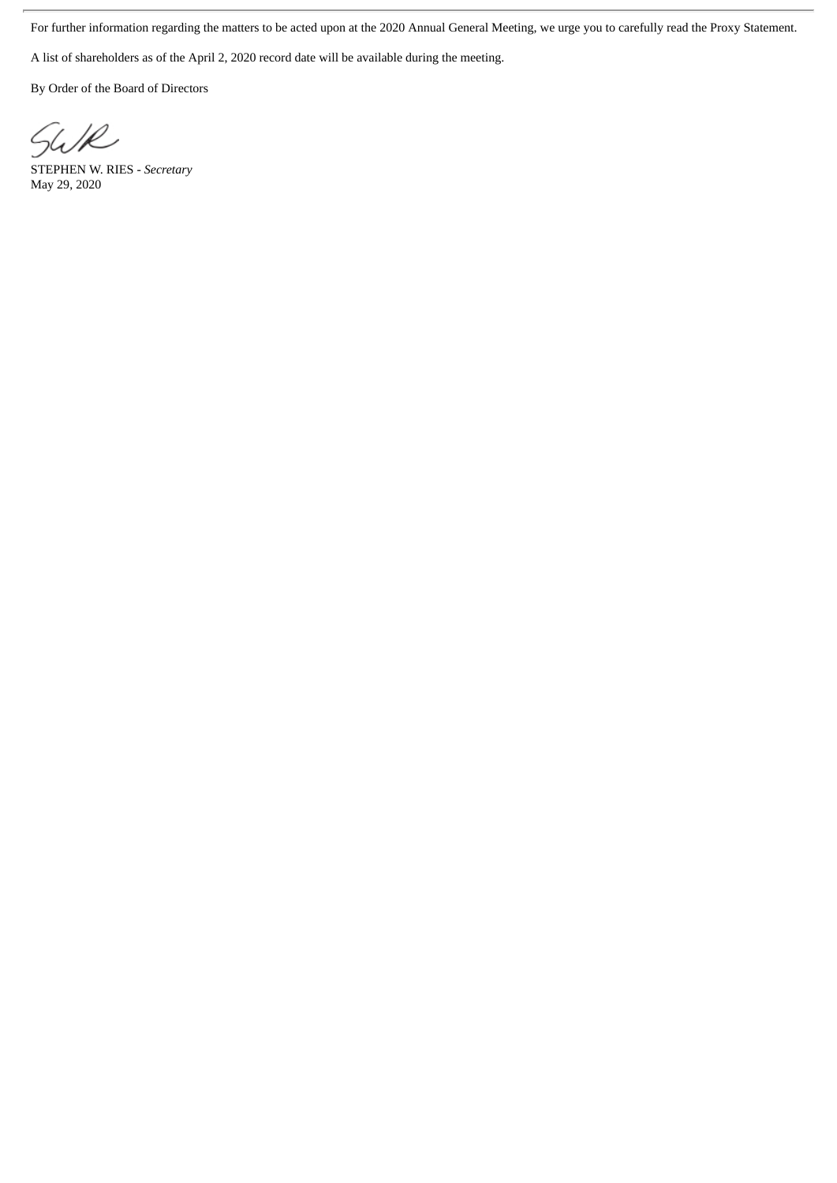For further information regarding the matters to be acted upon at the 2020 Annual General Meeting, we urge you to carefully read the Proxy Statement.

A list of shareholders as of the April 2, 2020 record date will be available during the meeting.

By Order of the Board of Directors

STEPHEN W. RIES - *Secretary*
May 29, 2020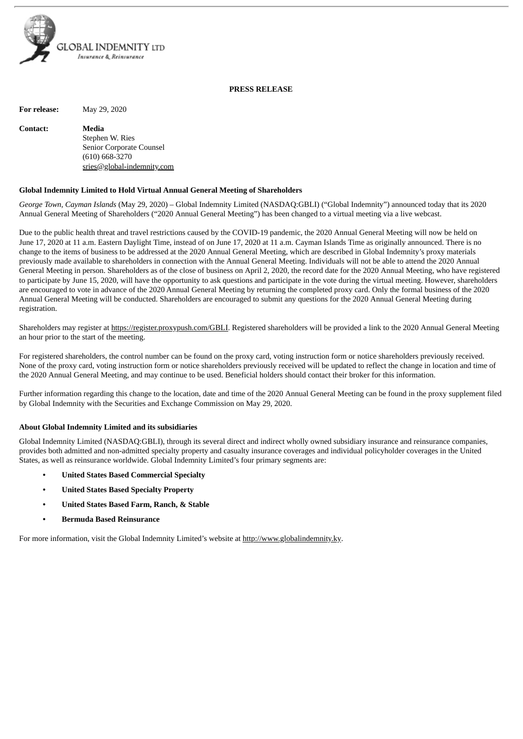GLOBAL INDEMNITY LTD
*Insurance & Reinsurance*

**PRESS RELEASE**

| | |
|---|---|
| **For release:** | May 29, 2020 |
| **Contact:** | **Media**<br>Stephen W. Ries<br>Senior Corporate Counsel<br>(610) 668-3270<br>sries@global-indemnity.com |

**Global Indemnity Limited to Hold Virtual Annual General Meeting of Shareholders**

*George Town, Cayman Islands* (May 29, 2020) – Global Indemnity Limited (NASDAQ:GBLI) ("Global Indemnity") announced today that its 2020 Annual General Meeting of Shareholders ("2020 Annual General Meeting") has been changed to a virtual meeting via a live webcast.

Due to the public health threat and travel restrictions caused by the COVID-19 pandemic, the 2020 Annual General Meeting will now be held on June 17, 2020 at 11 a.m. Eastern Daylight Time, instead of on June 17, 2020 at 11 a.m. Cayman Islands Time as originally announced. There is no change to the items of business to be addressed at the 2020 Annual General Meeting, which are described in Global Indemnity's proxy materials previously made available to shareholders in connection with the Annual General Meeting. Individuals will not be able to attend the 2020 Annual General Meeting in person. Shareholders as of the close of business on April 2, 2020, the record date for the 2020 Annual Meeting, who have registered to participate by June 15, 2020, will have the opportunity to ask questions and participate in the vote during the virtual meeting. However, shareholders are encouraged to vote in advance of the 2020 Annual General Meeting by returning the completed proxy card. Only the formal business of the 2020 Annual General Meeting will be conducted. Shareholders are encouraged to submit any questions for the 2020 Annual General Meeting during registration.

Shareholders may register at https://register.proxypush.com/GBLI. Registered shareholders will be provided a link to the 2020 Annual General Meeting an hour prior to the start of the meeting.

For registered shareholders, the control number can be found on the proxy card, voting instruction form or notice shareholders previously received. None of the proxy card, voting instruction form or notice shareholders previously received will be updated to reflect the change in location and time of the 2020 Annual General Meeting, and may continue to be used. Beneficial holders should contact their broker for this information.

Further information regarding this change to the location, date and time of the 2020 Annual General Meeting can be found in the proxy supplement filed by Global Indemnity with the Securities and Exchange Commission on May 29, 2020.

**About Global Indemnity Limited and its subsidiaries**

Global Indemnity Limited (NASDAQ:GBLI), through its several direct and indirect wholly owned subsidiary insurance and reinsurance companies, provides both admitted and non-admitted specialty property and casualty insurance coverages and individual policyholder coverages in the United States, as well as reinsurance worldwide. Global Indemnity Limited's four primary segments are:

- **United States Based Commercial Specialty**
- **United States Based Specialty Property**
- **United States Based Farm, Ranch, & Stable**
- **Bermuda Based Reinsurance**

For more information, visit the Global Indemnity Limited's website at http://www.globalindemnity.ky.